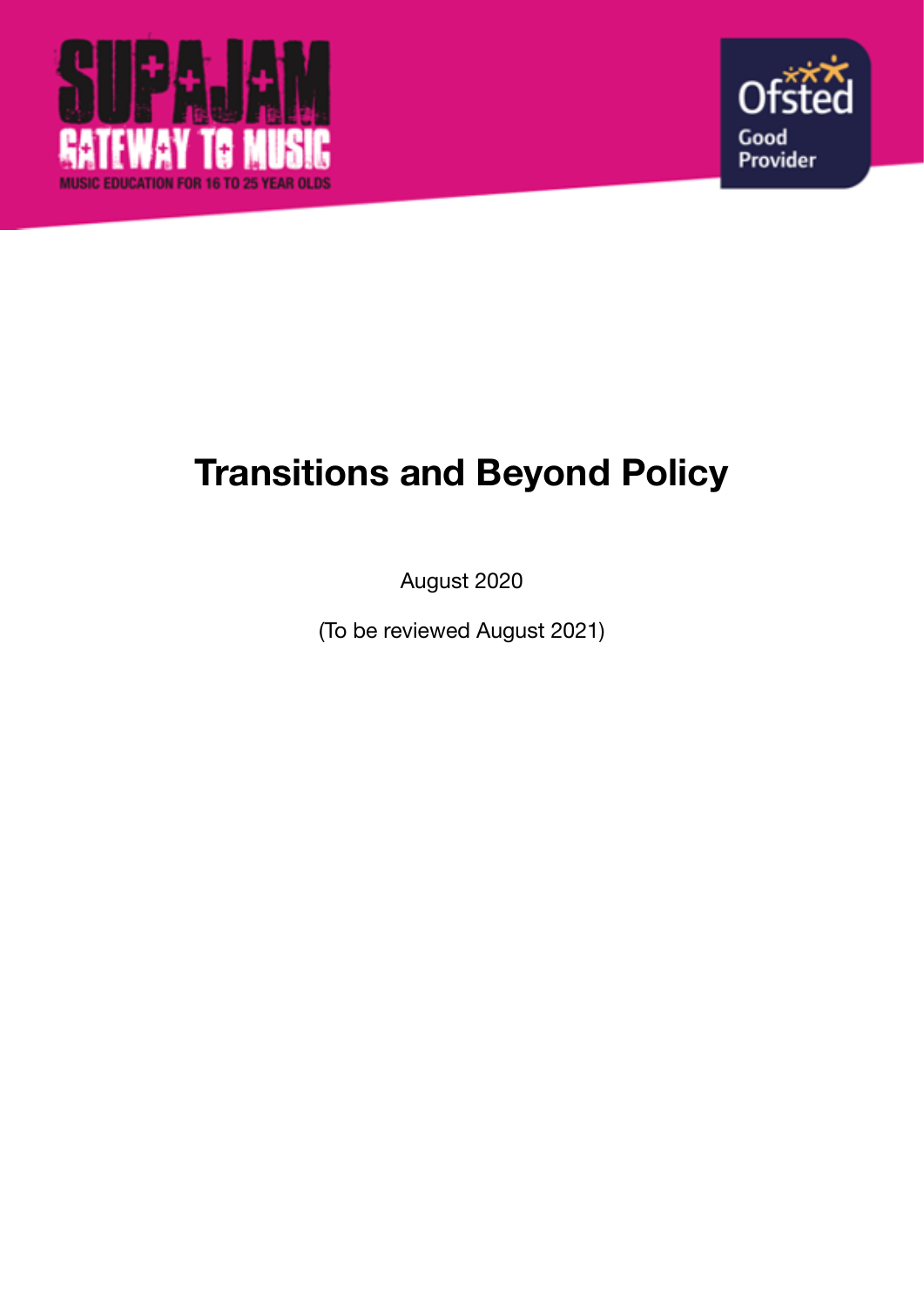SUPAJAM

GATEWAY TO MUSIC

MUSIC EDUCATION FOR 16 TO 25 YEAR OLDS

Ofsted

Good Provider

# Transitions and Beyond Policy

August 2020

(To be reviewed August 2021)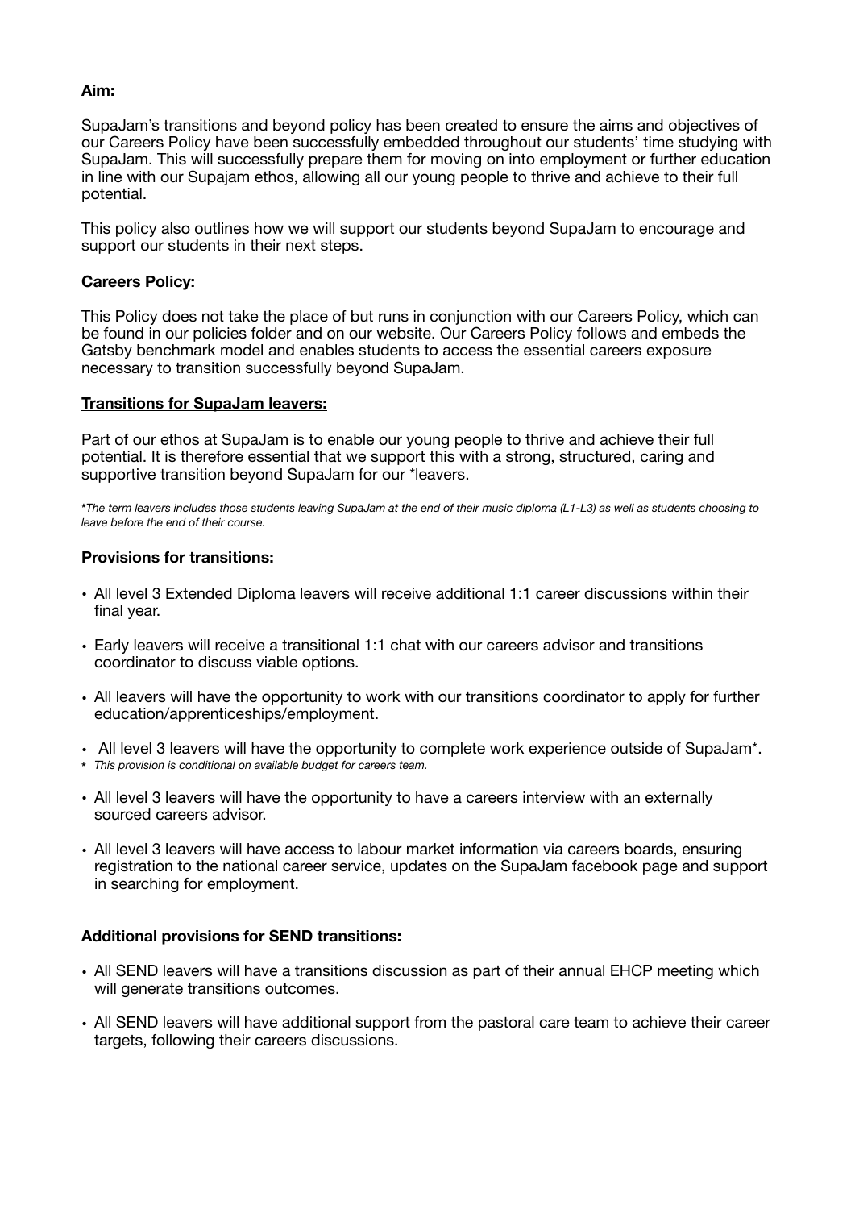**Aim:**

SupaJam's transitions and beyond policy has been created to ensure the aims and objectives of our Careers Policy have been successfully embedded throughout our students' time studying with SupaJam. This will successfully prepare them for moving on into employment or further education in line with our Supajam ethos, allowing all our young people to thrive and achieve to their full potential.

This policy also outlines how we will support our students beyond SupaJam to encourage and support our students in their next steps.

**Careers Policy:**

This Policy does not take the place of but runs in conjunction with our Careers Policy, which can be found in our policies folder and on our website. Our Careers Policy follows and embeds the Gatsby benchmark model and enables students to access the essential careers exposure necessary to transition successfully beyond SupaJam.

**Transitions for SupaJam leavers:**

Part of our ethos at SupaJam is to enable our young people to thrive and achieve their full potential. It is therefore essential that we support this with a strong, structured, caring and supportive transition beyond SupaJam for our *leavers.

**The term leavers includes those students leaving SupaJam at the end of their music diploma (L1-L3) as well as students choosing to leave before the end of their course.*

**Provisions for transitions:**

- All level 3 Extended Diploma leavers will receive additional 1:1 career discussions within their final year.
- Early leavers will receive a transitional 1:1 chat with our careers advisor and transitions coordinator to discuss viable options.
- All leavers will have the opportunity to work with our transitions coordinator to apply for further education/apprenticeships/employment.
- All level 3 leavers will have the opportunity to complete work experience outside of SupaJam*.

\* *This provision is conditional on available budget for careers team.*

- All level 3 leavers will have the opportunity to have a careers interview with an externally sourced careers advisor.
- All level 3 leavers will have access to labour market information via careers boards, ensuring registration to the national career service, updates on the SupaJam facebook page and support in searching for employment.

**Additional provisions for SEND transitions:**

- All SEND leavers will have a transitions discussion as part of their annual EHCP meeting which will generate transitions outcomes.
- All SEND leavers will have additional support from the pastoral care team to achieve their career targets, following their careers discussions.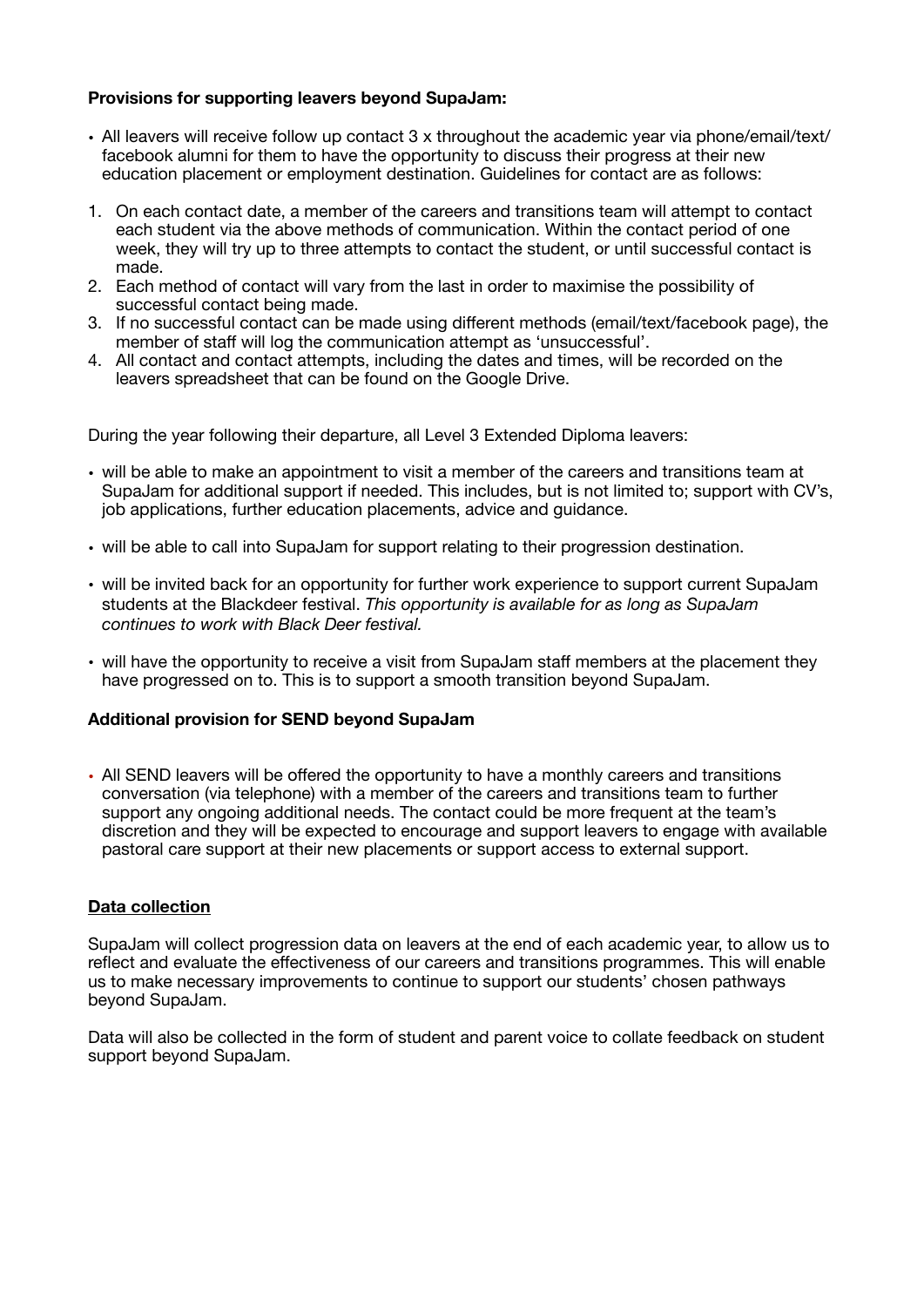**Provisions for supporting leavers beyond SupaJam:**

- All leavers will receive follow up contact 3 x throughout the academic year via phone/email/text/facebook alumni for them to have the opportunity to discuss their progress at their new education placement or employment destination. Guidelines for contact are as follows:

1. On each contact date, a member of the careers and transitions team will attempt to contact each student via the above methods of communication. Within the contact period of one week, they will try up to three attempts to contact the student, or until successful contact is made.
2. Each method of contact will vary from the last in order to maximise the possibility of successful contact being made.
3. If no successful contact can be made using different methods (email/text/facebook page), the member of staff will log the communication attempt as 'unsuccessful'.
4. All contact and contact attempts, including the dates and times, will be recorded on the leavers spreadsheet that can be found on the Google Drive.

During the year following their departure, all Level 3 Extended Diploma leavers:

- will be able to make an appointment to visit a member of the careers and transitions team at SupaJam for additional support if needed. This includes, but is not limited to; support with CV's, job applications, further education placements, advice and guidance.

- will be able to call into SupaJam for support relating to their progression destination.

- will be invited back for an opportunity for further work experience to support current SupaJam students at the Blackdeer festival. *This opportunity is available for as long as SupaJam continues to work with Black Deer festival.*

- will have the opportunity to receive a visit from SupaJam staff members at the placement they have progressed on to. This is to support a smooth transition beyond SupaJam.

**Additional provision for SEND beyond SupaJam**

- All SEND leavers will be offered the opportunity to have a monthly careers and transitions conversation (via telephone) with a member of the careers and transitions team to further support any ongoing additional needs. The contact could be more frequent at the team's discretion and they will be expected to encourage and support leavers to engage with available pastoral care support at their new placements or support access to external support.

**Data collection**

SupaJam will collect progression data on leavers at the end of each academic year, to allow us to reflect and evaluate the effectiveness of our careers and transitions programmes. This will enable us to make necessary improvements to continue to support our students' chosen pathways beyond SupaJam.

Data will also be collected in the form of student and parent voice to collate feedback on student support beyond SupaJam.